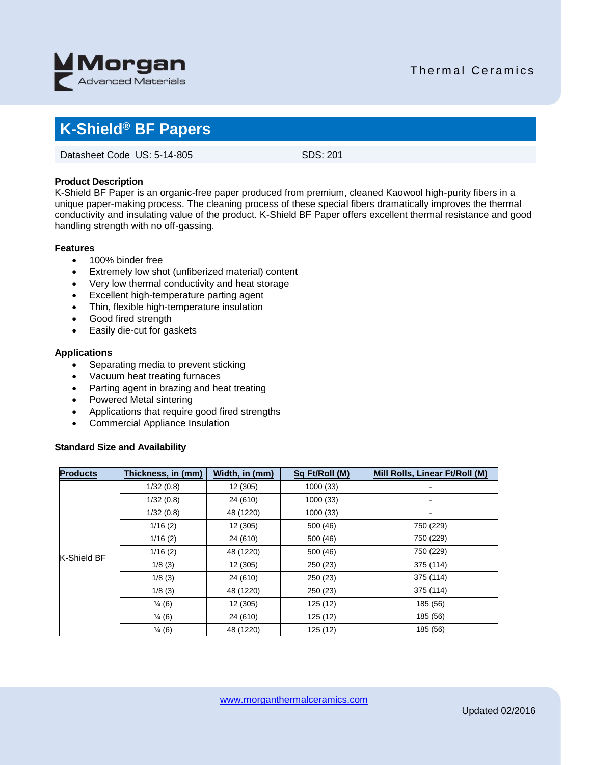Morgan Advanced Materials

Thermal Ceramics

# K-Shield® BF Papers

Datasheet Code US: 5-14-805 SDS: 201

### Product Description

K-Shield BF Paper is an organic-free paper produced from premium, cleaned Kaowool high-purity fibers in a unique paper-making process. The cleaning process of these special fibers dramatically improves the thermal conductivity and insulating value of the product. K-Shield BF Paper offers excellent thermal resistance and good handling strength with no off-gassing.

### Features

- 100% binder free
- Extremely low shot (unfiberized material) content
- Very low thermal conductivity and heat storage
- Excellent high-temperature parting agent
- Thin, flexible high-temperature insulation
- Good fired strength
- Easily die-cut for gaskets

### Applications

- Separating media to prevent sticking
- Vacuum heat treating furnaces
- Parting agent in brazing and heat treating
- Powered Metal sintering
- Applications that require good fired strengths
- Commercial Appliance Insulation

### Standard Size and Availability

| Products | Thickness, in (mm) | Width, in (mm) | Sq Ft/Roll (M) | Mill Rolls, Linear Ft/Roll (M) |
|---|---|---|---|---|
| K-Shield BF | 1/32 (0.8) | 12 (305) | 1000 (33) | - |
| | 1/32 (0.8) | 24 (610) | 1000 (33) | - |
| | 1/32 (0.8) | 48 (1220) | 1000 (33) | - |
| | 1/16 (2) | 12 (305) | 500 (46) | 750 (229) |
| | 1/16 (2) | 24 (610) | 500 (46) | 750 (229) |
| | 1/16 (2) | 48 (1220) | 500 (46) | 750 (229) |
| | 1/8 (3) | 12 (305) | 250 (23) | 375 (114) |
| | 1/8 (3) | 24 (610) | 250 (23) | 375 (114) |
| | 1/8 (3) | 48 (1220) | 250 (23) | 375 (114) |
| | ¼ (6) | 12 (305) | 125 (12) | 185 (56) |
| | ¼ (6) | 24 (610) | 125 (12) | 185 (56) |
| | ¼ (6) | 48 (1220) | 125 (12) | 185 (56) |

www.morganthermalceramics.com

Updated 02/2016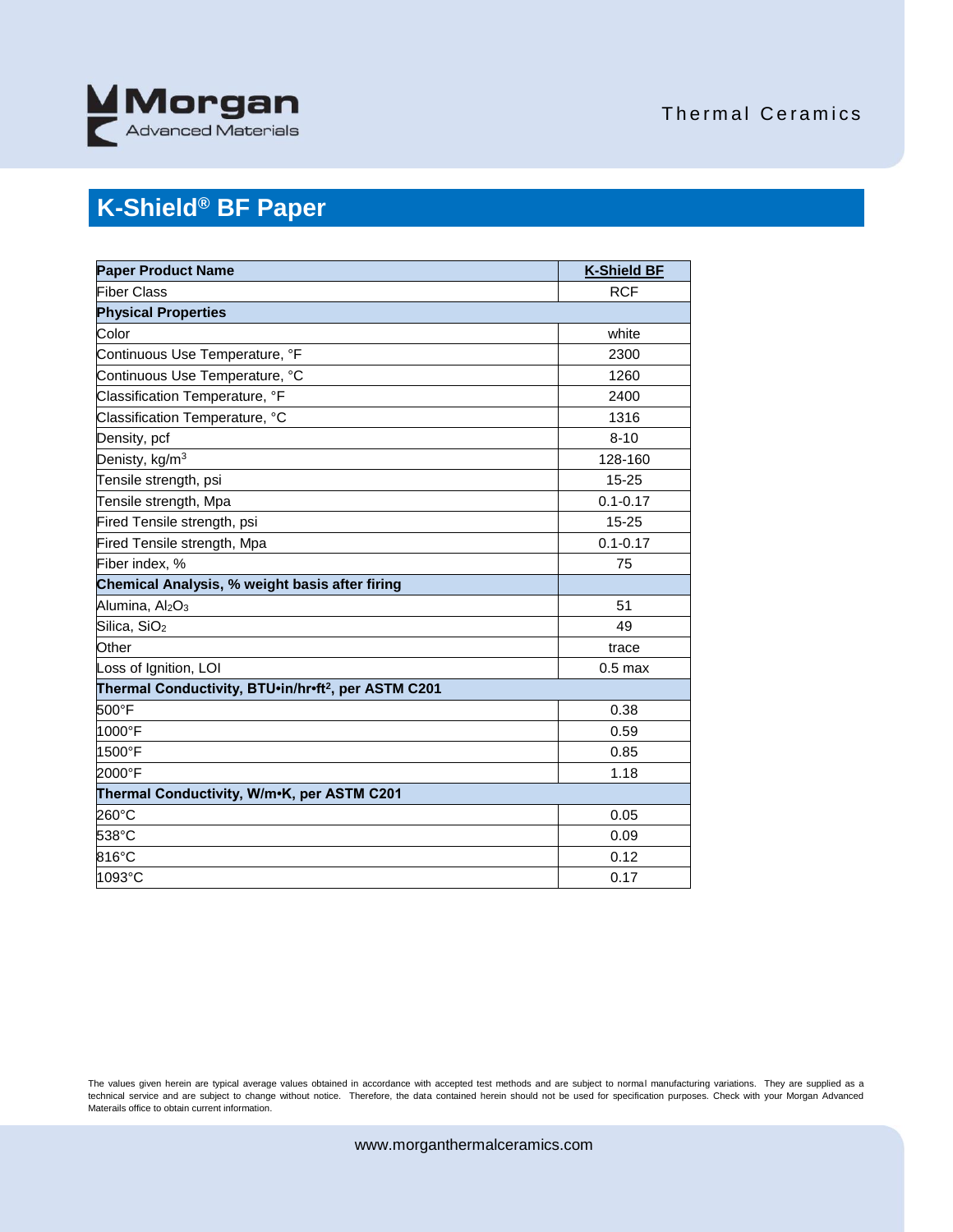Thermal Ceramics

# K-Shield® BF Paper

| Paper Product Name | K-Shield BF |
|---|---|
| Fiber Class | RCF |
| **Physical Properties** | |
| Color | white |
| Continuous Use Temperature, °F | 2300 |
| Continuous Use Temperature, °C | 1260 |
| Classification Temperature, °F | 2400 |
| Classification Temperature, °C | 1316 |
| Density, pcf | 8-10 |
| Denisty, kg/m$^3$ | 128-160 |
| Tensile strength, psi | 15-25 |
| Tensile strength, Mpa | 0.1-0.17 |
| Fired Tensile strength, psi | 15-25 |
| Fired Tensile strength, Mpa | 0.1-0.17 |
| Fiber index, % | 75 |
| **Chemical Analysis, % weight basis after firing** | |
| Alumina, $Al_2O_3$ | 51 |
| Silica, $SiO_2$ | 49 |
| Other | trace |
| Loss of Ignition, LOI | 0.5 max |
| **Thermal Conductivity, BTU•in/hr•ft$^2$, per ASTM C201** | |
| 500°F | 0.38 |
| 1000°F | 0.59 |
| 1500°F | 0.85 |
| 2000°F | 1.18 |
| **Thermal Conductivity, W/m•K, per ASTM C201** | |
| 260°C | 0.05 |
| 538°C | 0.09 |
| 816°C | 0.12 |
| 1093°C | 0.17 |

The values given herein are typical average values obtained in accordance with accepted test methods and are subject to normal manufacturing variations. They are supplied as a technical service and are subject to change without notice. Therefore, the data contained herein should not be used for specification purposes. Check with your Morgan Advanced Materails office to obtain current information.

www.morganthermalceramics.com